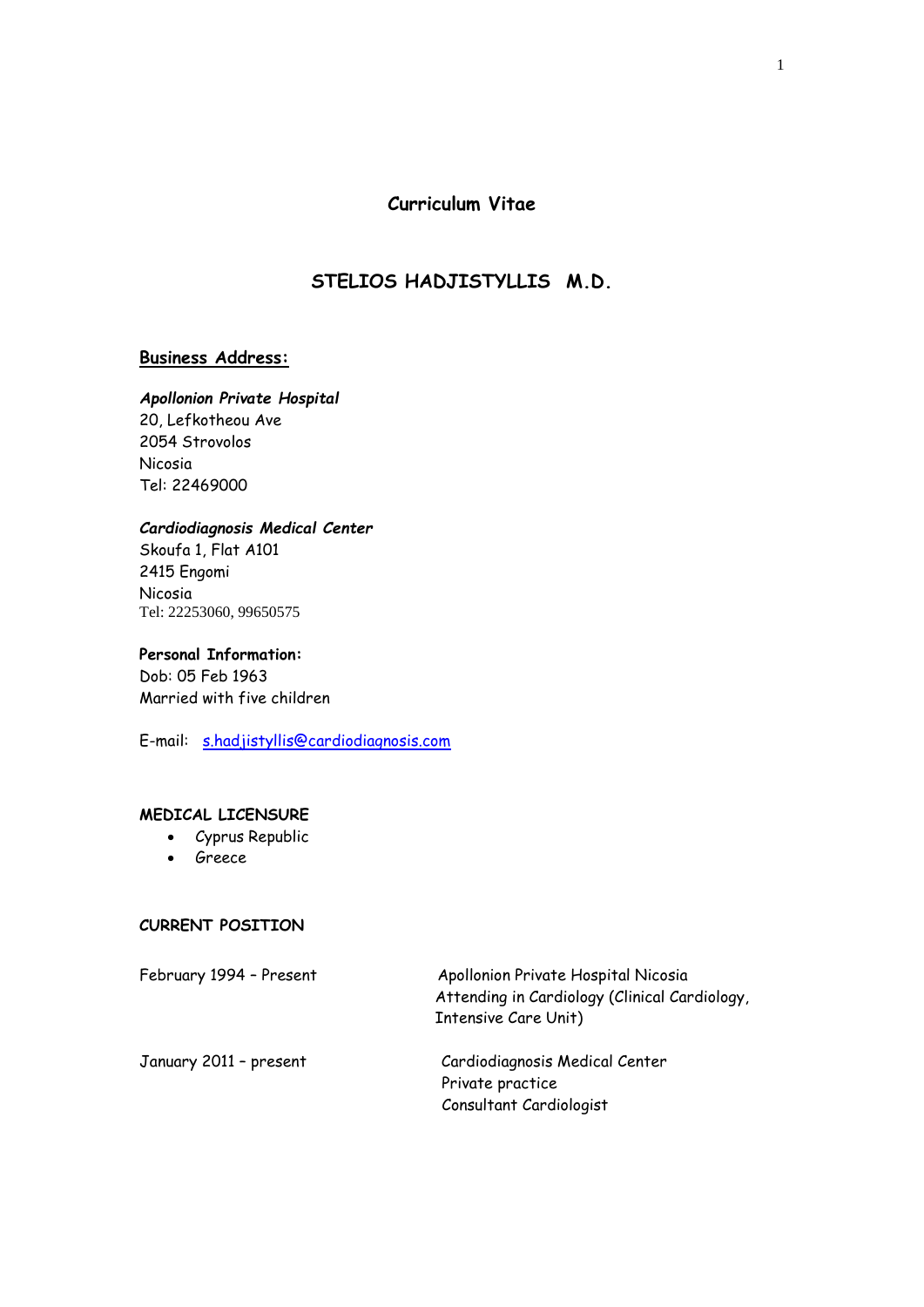# Curriculum Vitae

## STELIOS HADJISTYLLIS M.D.

**Business Address:**

***Apollonion Private Hospital***
20, Lefkotheou Ave
2054 Strovolos
Nicosia
Tel: 22469000

***Cardiodiagnosis Medical Center***
Skoufa 1, Flat A101
2415 Engomi
Nicosia
Tel: 22253060, 99650575

**Personal Information:**
Dob: 05 Feb 1963
Married with five children

E-mail: s.hadjistyllis@cardiodiagnosis.com

**MEDICAL LICENSURE**

- Cyprus Republic
- Greece

**CURRENT POSITION**

| | |
|---|---|
| February 1994 – Present | Apollonion Private Hospital Nicosia<br>Attending in Cardiology (Clinical Cardiology, Intensive Care Unit) |
| January 2011 – present | Cardiodiagnosis Medical Center<br>Private practice<br>Consultant Cardiologist |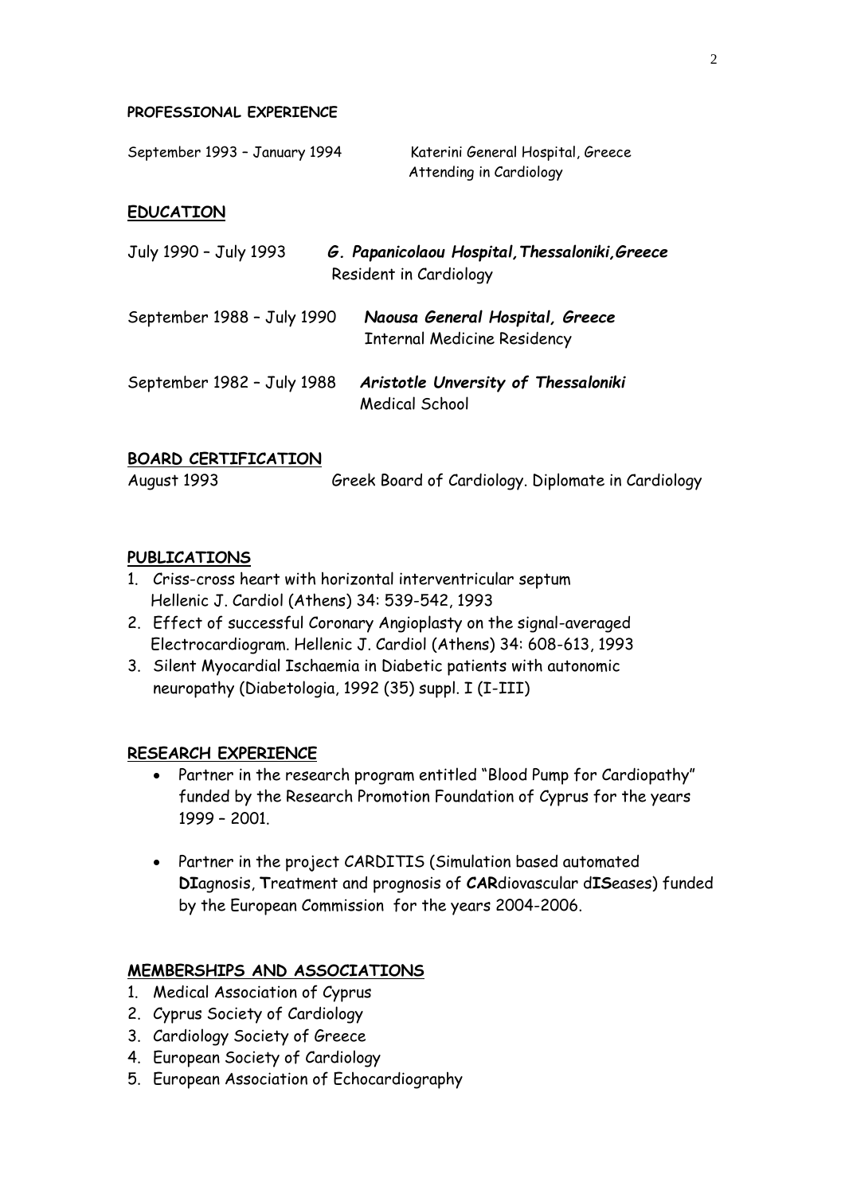**PROFESSIONAL EXPERIENCE**

September 1993 – January 1994 Katerini General Hospital, Greece
Attending in Cardiology

## EDUCATION

July 1990 – July 1993 ***G. Papanicolaou Hospital,Thessaloniki,Greece***
Resident in Cardiology

September 1988 – July 1990 ***Naousa General Hospital, Greece***
Internal Medicine Residency

September 1982 – July 1988 ***Aristotle Unversity of Thessaloniki***
Medical School

## BOARD CERTIFICATION

August 1993 Greek Board of Cardiology. Diplomate in Cardiology

## PUBLICATIONS

1. Criss-cross heart with horizontal interventricular septum
   Hellenic J. Cardiol (Athens) 34: 539-542, 1993
2. Effect of successful Coronary Angioplasty on the signal-averaged Electrocardiogram. Hellenic J. Cardiol (Athens) 34: 608-613, 1993
3. Silent Myocardial Ischaemia in Diabetic patients with autonomic neuropathy (Diabetologia, 1992 (35) suppl. I (I-III)

## RESEARCH EXPERIENCE

- Partner in the research program entitled "Blood Pump for Cardiopathy" funded by the Research Promotion Foundation of Cyprus for the years 1999 – 2001.
- Partner in the project CARDITIS (Simulation based automated **DI**agnosis, **T**reatment and prognosis of **CAR**diovascular d**IS**eases) funded by the European Commission for the years 2004-2006.

## MEMBERSHIPS AND ASSOCIATIONS

1. Medical Association of Cyprus
2. Cyprus Society of Cardiology
3. Cardiology Society of Greece
4. European Society of Cardiology
5. European Association of Echocardiography